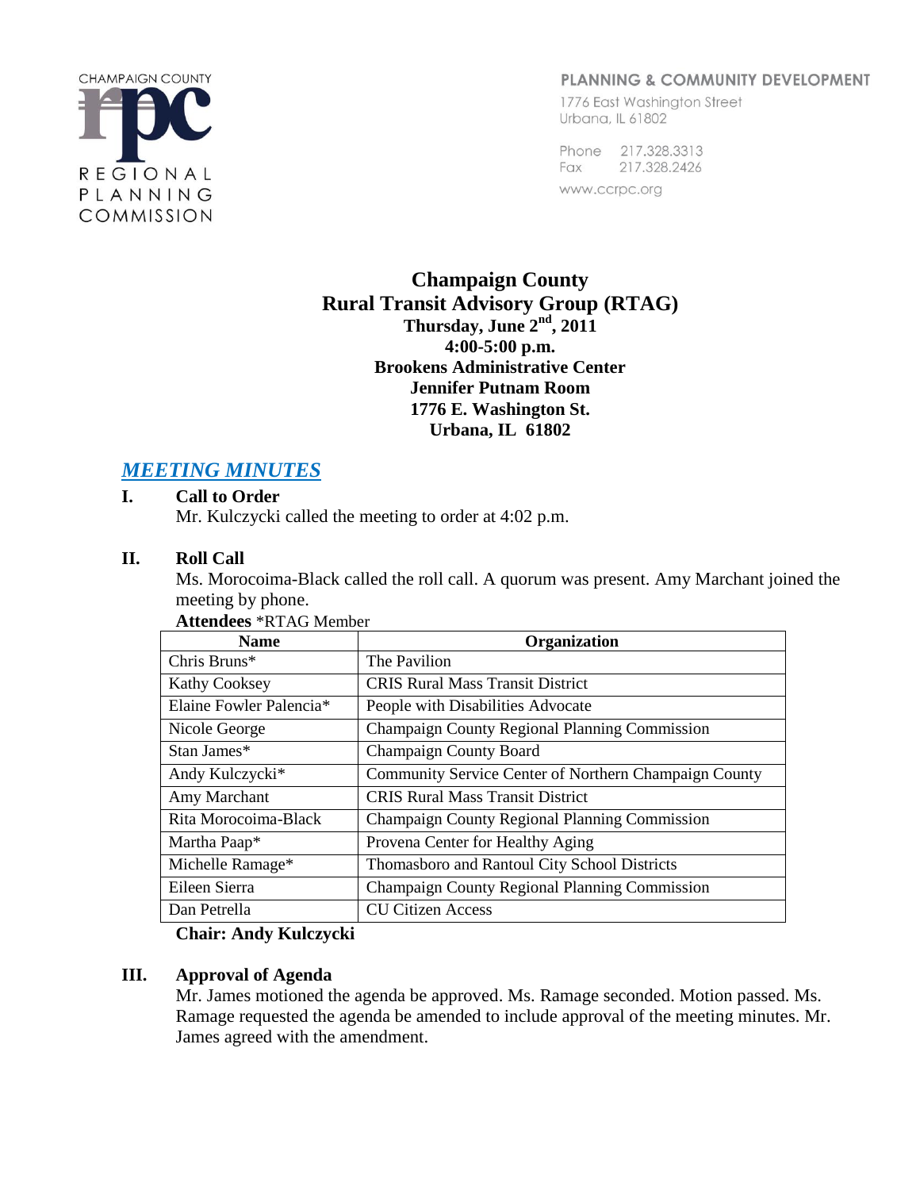CHAMPAIGN COUNTY
REGIONAL PLANNING COMMISSION

PLANNING & COMMUNITY DEVELOPMENT
1776 East Washington Street
Urbana, IL 61802

Phone 217.328.3313
Fax 217.328.2426
www.ccrpc.org

# Champaign County Rural Transit Advisory Group (RTAG)

**Thursday, June 2nd, 2011**
**4:00-5:00 p.m.**
**Brookens Administrative Center**
**Jennifer Putnam Room**
**1776 E. Washington St.**
**Urbana, IL 61802**

## *MEETING MINUTES*

### I. Call to Order

Mr. Kulczycki called the meeting to order at 4:02 p.m.

### II. Roll Call

Ms. Morocoima-Black called the roll call. A quorum was present. Amy Marchant joined the meeting by phone.

**Attendees** *RTAG Member

| Name | Organization |
|---|---|
| Chris Bruns* | The Pavilion |
| Kathy Cooksey | CRIS Rural Mass Transit District |
| Elaine Fowler Palencia* | People with Disabilities Advocate |
| Nicole George | Champaign County Regional Planning Commission |
| Stan James* | Champaign County Board |
| Andy Kulczycki* | Community Service Center of Northern Champaign County |
| Amy Marchant | CRIS Rural Mass Transit District |
| Rita Morocoima-Black | Champaign County Regional Planning Commission |
| Martha Paap* | Provena Center for Healthy Aging |
| Michelle Ramage* | Thomasboro and Rantoul City School Districts |
| Eileen Sierra | Champaign County Regional Planning Commission |
| Dan Petrella | CU Citizen Access |

**Chair: Andy Kulczycki**

### III. Approval of Agenda

Mr. James motioned the agenda be approved. Ms. Ramage seconded. Motion passed. Ms. Ramage requested the agenda be amended to include approval of the meeting minutes. Mr. James agreed with the amendment.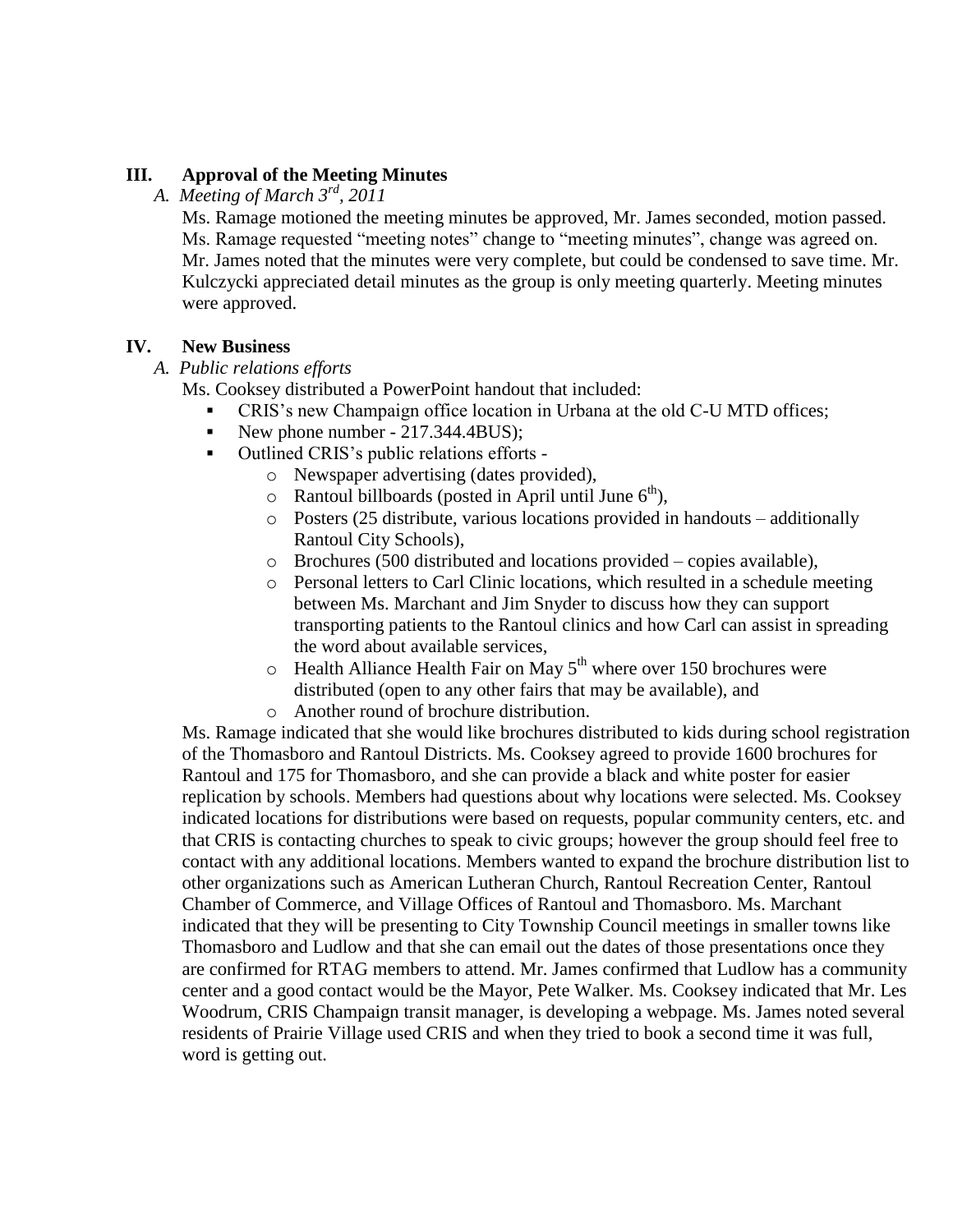## III. Approval of the Meeting Minutes

*A. Meeting of March 3rd, 2011*

Ms. Ramage motioned the meeting minutes be approved, Mr. James seconded, motion passed. Ms. Ramage requested "meeting notes" change to "meeting minutes", change was agreed on. Mr. James noted that the minutes were very complete, but could be condensed to save time. Mr. Kulczycki appreciated detail minutes as the group is only meeting quarterly. Meeting minutes were approved.

## IV. New Business

*A. Public relations efforts*

Ms. Cooksey distributed a PowerPoint handout that included:

- CRIS's new Champaign office location in Urbana at the old C-U MTD offices;
- New phone number - 217.344.4BUS);
- Outlined CRIS's public relations efforts -
  - Newspaper advertising (dates provided),
  - Rantoul billboards (posted in April until June 6th),
  - Posters (25 distribute, various locations provided in handouts – additionally Rantoul City Schools),
  - Brochures (500 distributed and locations provided – copies available),
  - Personal letters to Carl Clinic locations, which resulted in a schedule meeting between Ms. Marchant and Jim Snyder to discuss how they can support transporting patients to the Rantoul clinics and how Carl can assist in spreading the word about available services,
  - Health Alliance Health Fair on May 5th where over 150 brochures were distributed (open to any other fairs that may be available), and
  - Another round of brochure distribution.

Ms. Ramage indicated that she would like brochures distributed to kids during school registration of the Thomasboro and Rantoul Districts. Ms. Cooksey agreed to provide 1600 brochures for Rantoul and 175 for Thomasboro, and she can provide a black and white poster for easier replication by schools. Members had questions about why locations were selected. Ms. Cooksey indicated locations for distributions were based on requests, popular community centers, etc. and that CRIS is contacting churches to speak to civic groups; however the group should feel free to contact with any additional locations. Members wanted to expand the brochure distribution list to other organizations such as American Lutheran Church, Rantoul Recreation Center, Rantoul Chamber of Commerce, and Village Offices of Rantoul and Thomasboro. Ms. Marchant indicated that they will be presenting to City Township Council meetings in smaller towns like Thomasboro and Ludlow and that she can email out the dates of those presentations once they are confirmed for RTAG members to attend. Mr. James confirmed that Ludlow has a community center and a good contact would be the Mayor, Pete Walker. Ms. Cooksey indicated that Mr. Les Woodrum, CRIS Champaign transit manager, is developing a webpage. Ms. James noted several residents of Prairie Village used CRIS and when they tried to book a second time it was full, word is getting out.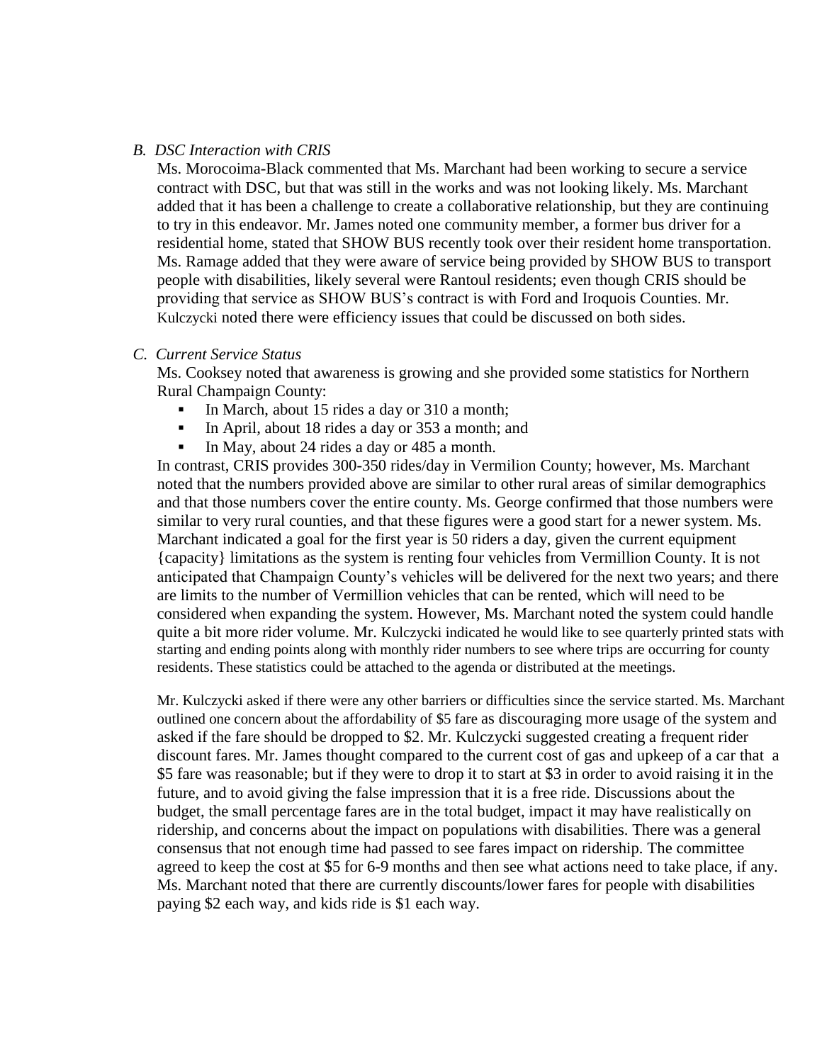*B. DSC Interaction with CRIS*

Ms. Morocoima-Black commented that Ms. Marchant had been working to secure a service contract with DSC, but that was still in the works and was not looking likely. Ms. Marchant added that it has been a challenge to create a collaborative relationship, but they are continuing to try in this endeavor. Mr. James noted one community member, a former bus driver for a residential home, stated that SHOW BUS recently took over their resident home transportation. Ms. Ramage added that they were aware of service being provided by SHOW BUS to transport people with disabilities, likely several were Rantoul residents; even though CRIS should be providing that service as SHOW BUS's contract is with Ford and Iroquois Counties. Mr. Kulczycki noted there were efficiency issues that could be discussed on both sides.

*C. Current Service Status*

Ms. Cooksey noted that awareness is growing and she provided some statistics for Northern Rural Champaign County:

- In March, about 15 rides a day or 310 a month;
- In April, about 18 rides a day or 353 a month; and
- In May, about 24 rides a day or 485 a month.

In contrast, CRIS provides 300-350 rides/day in Vermilion County; however, Ms. Marchant noted that the numbers provided above are similar to other rural areas of similar demographics and that those numbers cover the entire county. Ms. George confirmed that those numbers were similar to very rural counties, and that these figures were a good start for a newer system. Ms. Marchant indicated a goal for the first year is 50 riders a day, given the current equipment {capacity} limitations as the system is renting four vehicles from Vermillion County. It is not anticipated that Champaign County's vehicles will be delivered for the next two years; and there are limits to the number of Vermillion vehicles that can be rented, which will need to be considered when expanding the system. However, Ms. Marchant noted the system could handle quite a bit more rider volume. Mr. Kulczycki indicated he would like to see quarterly printed stats with starting and ending points along with monthly rider numbers to see where trips are occurring for county residents. These statistics could be attached to the agenda or distributed at the meetings.

Mr. Kulczycki asked if there were any other barriers or difficulties since the service started. Ms. Marchant outlined one concern about the affordability of $5 fare as discouraging more usage of the system and asked if the fare should be dropped to $2. Mr. Kulczycki suggested creating a frequent rider discount fares. Mr. James thought compared to the current cost of gas and upkeep of a car that a $5 fare was reasonable; but if they were to drop it to start at $3 in order to avoid raising it in the future, and to avoid giving the false impression that it is a free ride. Discussions about the budget, the small percentage fares are in the total budget, impact it may have realistically on ridership, and concerns about the impact on populations with disabilities. There was a general consensus that not enough time had passed to see fares impact on ridership. The committee agreed to keep the cost at $5 for 6-9 months and then see what actions need to take place, if any. Ms. Marchant noted that there are currently discounts/lower fares for people with disabilities paying $2 each way, and kids ride is $1 each way.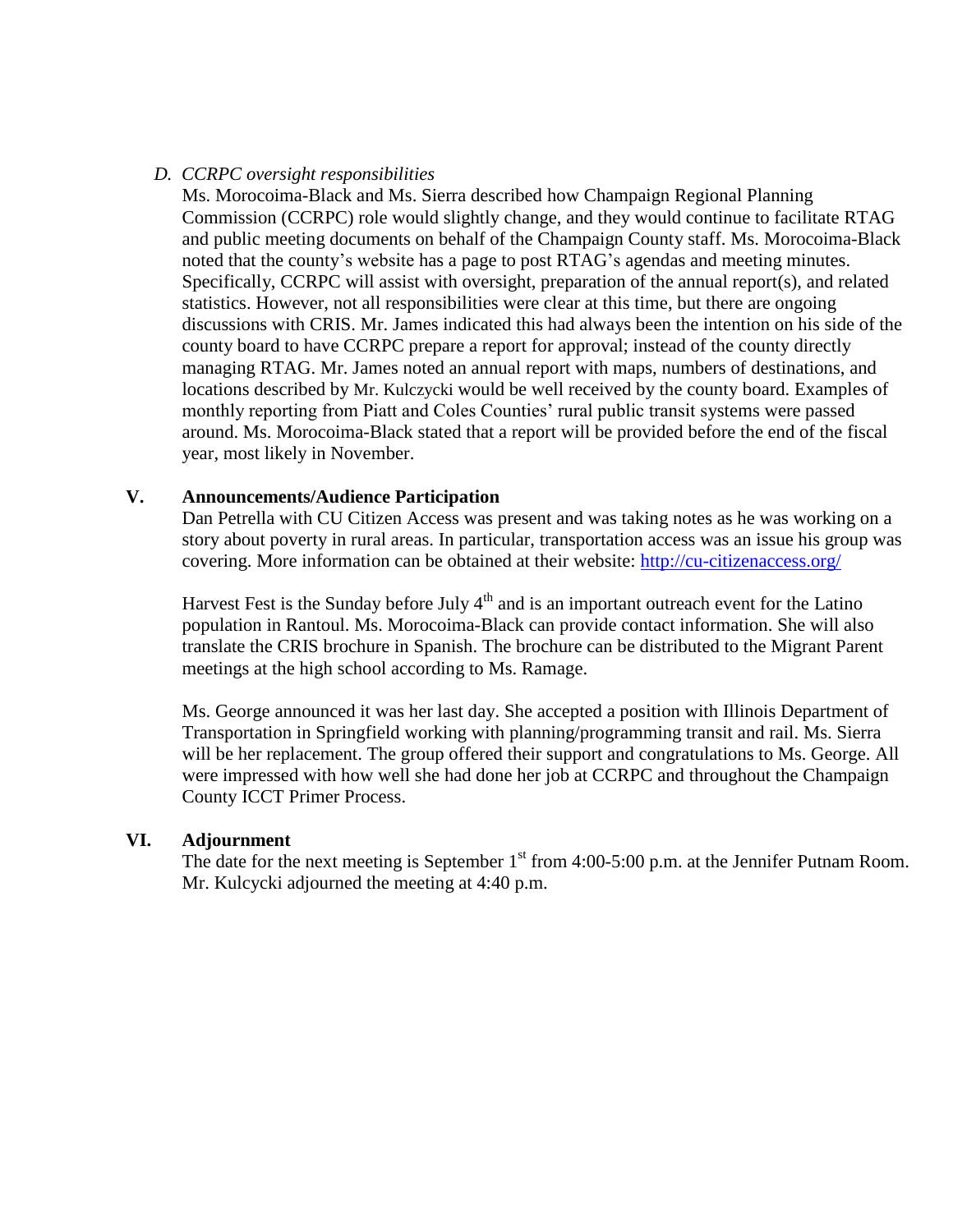*D. CCRPC oversight responsibilities*

Ms. Morocoima-Black and Ms. Sierra described how Champaign Regional Planning Commission (CCRPC) role would slightly change, and they would continue to facilitate RTAG and public meeting documents on behalf of the Champaign County staff. Ms. Morocoima-Black noted that the county's website has a page to post RTAG's agendas and meeting minutes. Specifically, CCRPC will assist with oversight, preparation of the annual report(s), and related statistics. However, not all responsibilities were clear at this time, but there are ongoing discussions with CRIS. Mr. James indicated this had always been the intention on his side of the county board to have CCRPC prepare a report for approval; instead of the county directly managing RTAG. Mr. James noted an annual report with maps, numbers of destinations, and locations described by Mr. Kulczycki would be well received by the county board. Examples of monthly reporting from Piatt and Coles Counties' rural public transit systems were passed around. Ms. Morocoima-Black stated that a report will be provided before the end of the fiscal year, most likely in November.

## V. Announcements/Audience Participation

Dan Petrella with CU Citizen Access was present and was taking notes as he was working on a story about poverty in rural areas. In particular, transportation access was an issue his group was covering. More information can be obtained at their website: http://cu-citizenaccess.org/

Harvest Fest is the Sunday before July 4th and is an important outreach event for the Latino population in Rantoul. Ms. Morocoima-Black can provide contact information. She will also translate the CRIS brochure in Spanish. The brochure can be distributed to the Migrant Parent meetings at the high school according to Ms. Ramage.

Ms. George announced it was her last day. She accepted a position with Illinois Department of Transportation in Springfield working with planning/programming transit and rail. Ms. Sierra will be her replacement. The group offered their support and congratulations to Ms. George. All were impressed with how well she had done her job at CCRPC and throughout the Champaign County ICCT Primer Process.

## VI. Adjournment

The date for the next meeting is September 1st from 4:00-5:00 p.m. at the Jennifer Putnam Room. Mr. Kulcycki adjourned the meeting at 4:40 p.m.